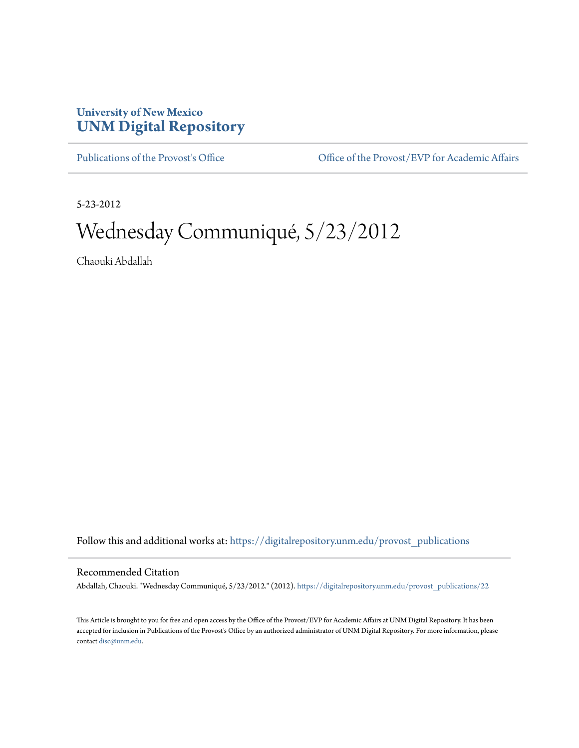University of New Mexico
**UNM Digital Repository**

Publications of the Provost's Office | Office of the Provost/EVP for Academic Affairs

5-23-2012

# Wednesday Communiqué, 5/23/2012

Chaouki Abdallah

Follow this and additional works at: https://digitalrepository.unm.edu/provost_publications

## Recommended Citation

Abdallah, Chaouki. "Wednesday Communiqué, 5/23/2012." (2012). https://digitalrepository.unm.edu/provost_publications/22

This Article is brought to you for free and open access by the Office of the Provost/EVP for Academic Affairs at UNM Digital Repository. It has been accepted for inclusion in Publications of the Provost's Office by an authorized administrator of UNM Digital Repository. For more information, please contact disc@unm.edu.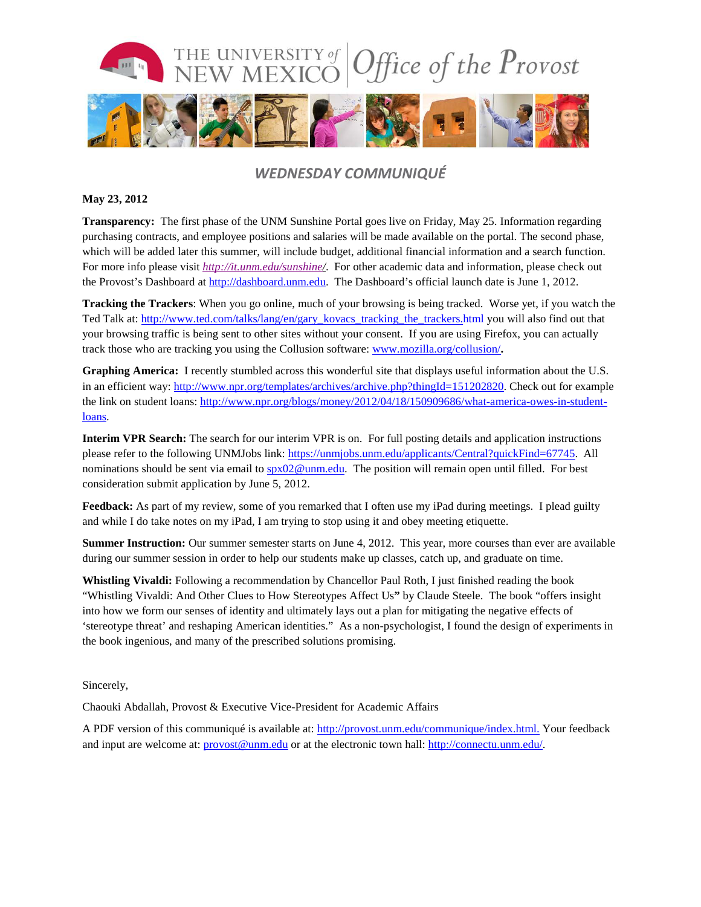THE UNIVERSITY of NEW MEXICO | Office of the Provost

## *WEDNESDAY COMMUNIQUÉ*

**May 23, 2012**

**Transparency:** The first phase of the UNM Sunshine Portal goes live on Friday, May 25. Information regarding purchasing contracts, and employee positions and salaries will be made available on the portal. The second phase, which will be added later this summer, will include budget, additional financial information and a search function. For more info please visit *http://it.unm.edu/sunshine/*. For other academic data and information, please check out the Provost's Dashboard at http://dashboard.unm.edu. The Dashboard's official launch date is June 1, 2012.

**Tracking the Trackers**: When you go online, much of your browsing is being tracked. Worse yet, if you watch the Ted Talk at: http://www.ted.com/talks/lang/en/gary_kovacs_tracking_the_trackers.html you will also find out that your browsing traffic is being sent to other sites without your consent. If you are using Firefox, you can actually track those who are tracking you using the Collusion software: www.mozilla.org/collusion/**.**

**Graphing America:** I recently stumbled across this wonderful site that displays useful information about the U.S. in an efficient way: http://www.npr.org/templates/archives/archive.php?thingId=151202820. Check out for example the link on student loans: http://www.npr.org/blogs/money/2012/04/18/150909686/what-america-owes-in-student-loans.

**Interim VPR Search:** The search for our interim VPR is on. For full posting details and application instructions please refer to the following UNMJobs link: https://unmjobs.unm.edu/applicants/Central?quickFind=67745. All nominations should be sent via email to spx02@unm.edu. The position will remain open until filled. For best consideration submit application by June 5, 2012.

**Feedback:** As part of my review, some of you remarked that I often use my iPad during meetings. I plead guilty and while I do take notes on my iPad, I am trying to stop using it and obey meeting etiquette.

**Summer Instruction:** Our summer semester starts on June 4, 2012. This year, more courses than ever are available during our summer session in order to help our students make up classes, catch up, and graduate on time.

**Whistling Vivaldi:** Following a recommendation by Chancellor Paul Roth, I just finished reading the book "Whistling Vivaldi: And Other Clues to How Stereotypes Affect Us**"** by Claude Steele. The book "offers insight into how we form our senses of identity and ultimately lays out a plan for mitigating the negative effects of 'stereotype threat' and reshaping American identities." As a non-psychologist, I found the design of experiments in the book ingenious, and many of the prescribed solutions promising.

Sincerely,

Chaouki Abdallah, Provost & Executive Vice-President for Academic Affairs

A PDF version of this communiqué is available at: http://provost.unm.edu/communique/index.html. Your feedback and input are welcome at: provost@unm.edu or at the electronic town hall: http://connectu.unm.edu/.